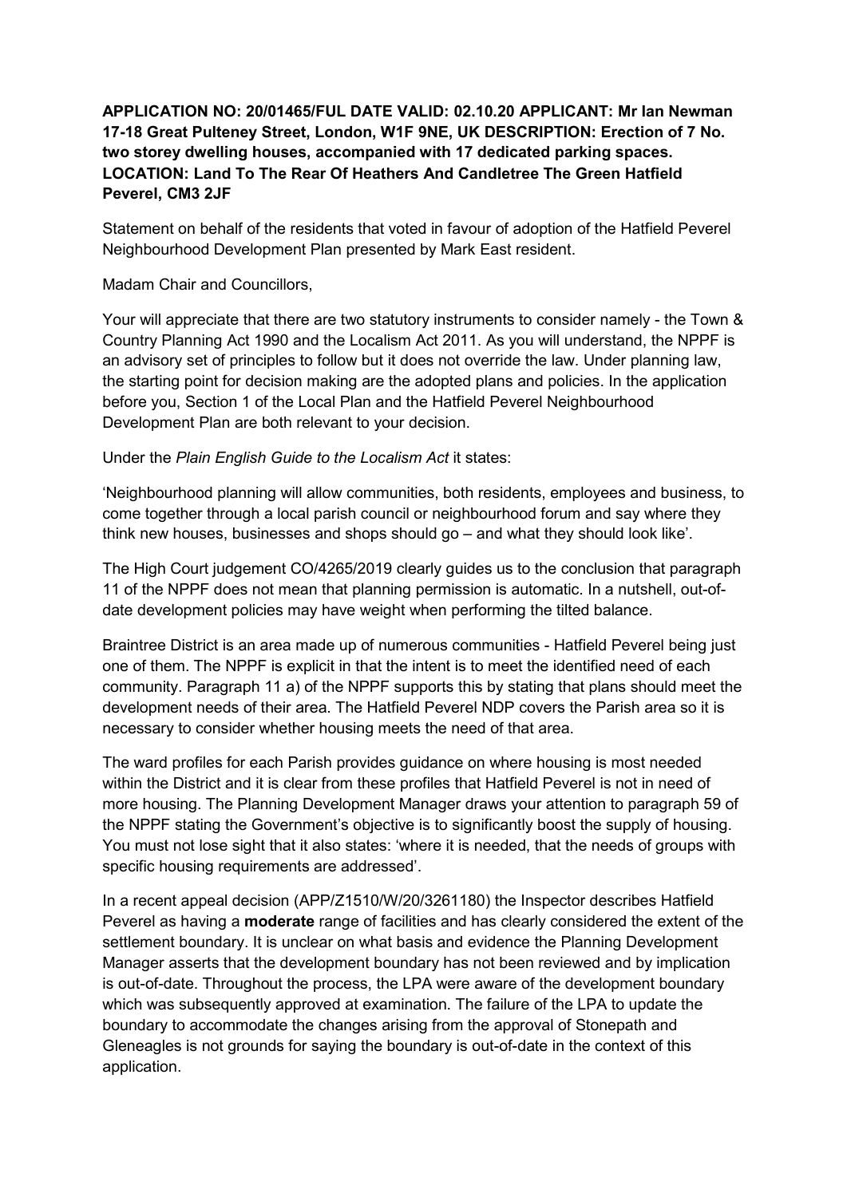**APPLICATION NO: 20/01465/FUL DATE VALID: 02.10.20 APPLICANT: Mr Ian Newman 17-18 Great Pulteney Street, London, W1F 9NE, UK DESCRIPTION: Erection of 7 No. two storey dwelling houses, accompanied with 17 dedicated parking spaces. LOCATION: Land To The Rear Of Heathers And Candletree The Green Hatfield Peverel, CM3 2JF**

Statement on behalf of the residents that voted in favour of adoption of the Hatfield Peverel Neighbourhood Development Plan presented by Mark East resident.

Madam Chair and Councillors,

Your will appreciate that there are two statutory instruments to consider namely - the Town & Country Planning Act 1990 and the Localism Act 2011. As you will understand, the NPPF is an advisory set of principles to follow but it does not override the law. Under planning law, the starting point for decision making are the adopted plans and policies. In the application before you, Section 1 of the Local Plan and the Hatfield Peverel Neighbourhood Development Plan are both relevant to your decision.

Under the *Plain English Guide to the Localism Act* it states:

'Neighbourhood planning will allow communities, both residents, employees and business, to come together through a local parish council or neighbourhood forum and say where they think new houses, businesses and shops should go – and what they should look like'.

The High Court judgement CO/4265/2019 clearly guides us to the conclusion that paragraph 11 of the NPPF does not mean that planning permission is automatic. In a nutshell, out-of-date development policies may have weight when performing the tilted balance.

Braintree District is an area made up of numerous communities - Hatfield Peverel being just one of them. The NPPF is explicit in that the intent is to meet the identified need of each community. Paragraph 11 a) of the NPPF supports this by stating that plans should meet the development needs of their area. The Hatfield Peverel NDP covers the Parish area so it is necessary to consider whether housing meets the need of that area.

The ward profiles for each Parish provides guidance on where housing is most needed within the District and it is clear from these profiles that Hatfield Peverel is not in need of more housing. The Planning Development Manager draws your attention to paragraph 59 of the NPPF stating the Government's objective is to significantly boost the supply of housing. You must not lose sight that it also states: 'where it is needed, that the needs of groups with specific housing requirements are addressed'.

In a recent appeal decision (APP/Z1510/W/20/3261180) the Inspector describes Hatfield Peverel as having a **moderate** range of facilities and has clearly considered the extent of the settlement boundary. It is unclear on what basis and evidence the Planning Development Manager asserts that the development boundary has not been reviewed and by implication is out-of-date. Throughout the process, the LPA were aware of the development boundary which was subsequently approved at examination. The failure of the LPA to update the boundary to accommodate the changes arising from the approval of Stonepath and Gleneagles is not grounds for saying the boundary is out-of-date in the context of this application.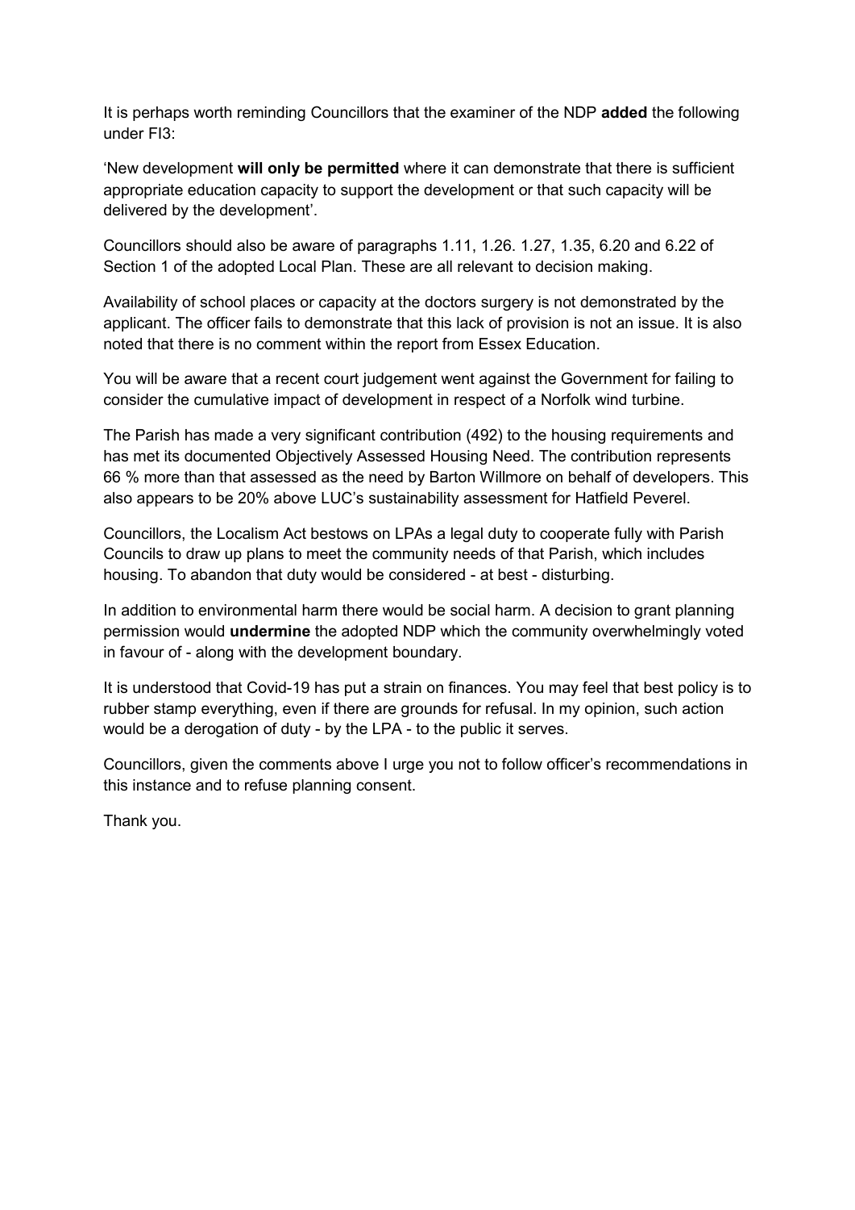It is perhaps worth reminding Councillors that the examiner of the NDP **added** the following under FI3:

'New development **will only be permitted** where it can demonstrate that there is sufficient appropriate education capacity to support the development or that such capacity will be delivered by the development'.

Councillors should also be aware of paragraphs 1.11, 1.26. 1.27, 1.35, 6.20 and 6.22 of Section 1 of the adopted Local Plan. These are all relevant to decision making.

Availability of school places or capacity at the doctors surgery is not demonstrated by the applicant. The officer fails to demonstrate that this lack of provision is not an issue. It is also noted that there is no comment within the report from Essex Education.

You will be aware that a recent court judgement went against the Government for failing to consider the cumulative impact of development in respect of a Norfolk wind turbine.

The Parish has made a very significant contribution (492) to the housing requirements and has met its documented Objectively Assessed Housing Need. The contribution represents 66 % more than that assessed as the need by Barton Willmore on behalf of developers. This also appears to be 20% above LUC's sustainability assessment for Hatfield Peverel.

Councillors, the Localism Act bestows on LPAs a legal duty to cooperate fully with Parish Councils to draw up plans to meet the community needs of that Parish, which includes housing. To abandon that duty would be considered - at best - disturbing.

In addition to environmental harm there would be social harm. A decision to grant planning permission would **undermine** the adopted NDP which the community overwhelmingly voted in favour of - along with the development boundary.

It is understood that Covid-19 has put a strain on finances. You may feel that best policy is to rubber stamp everything, even if there are grounds for refusal. In my opinion, such action would be a derogation of duty - by the LPA - to the public it serves.

Councillors, given the comments above I urge you not to follow officer's recommendations in this instance and to refuse planning consent.

Thank you.